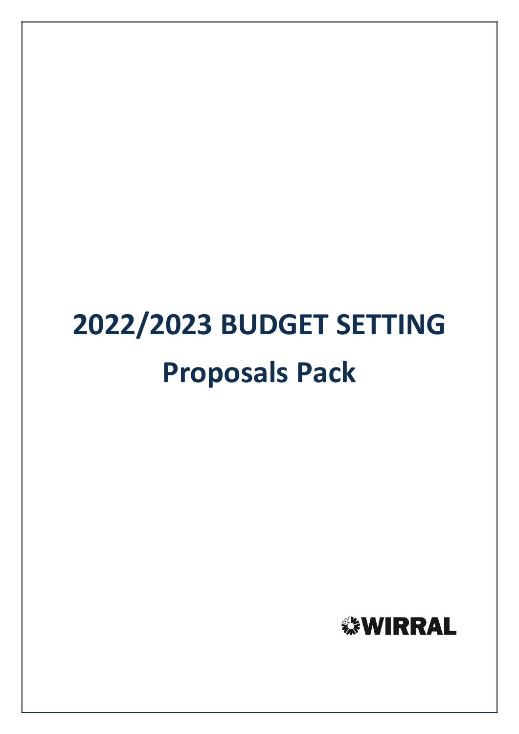# 2022/2023 BUDGET SETTING

# Proposals Pack

WIRRAL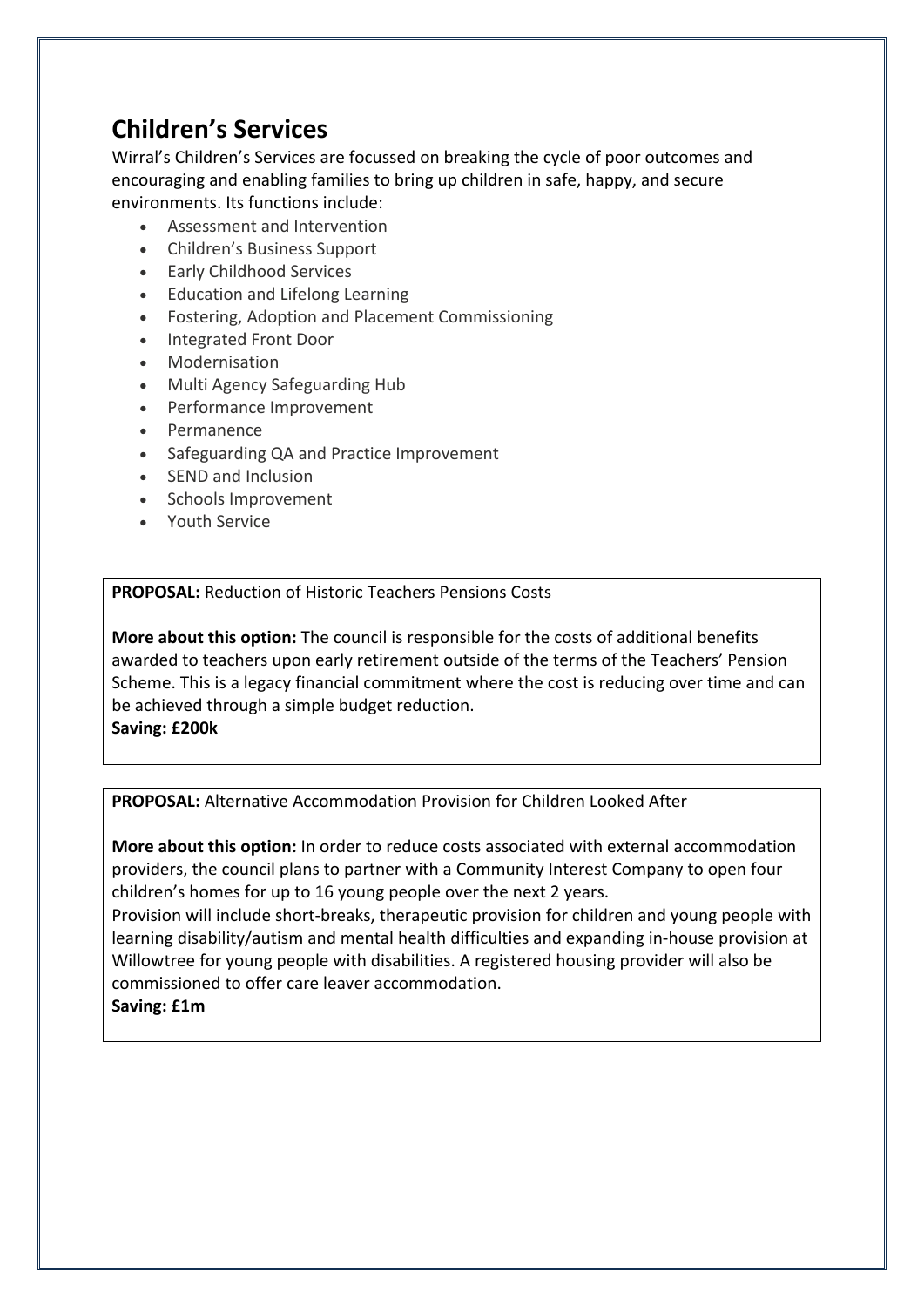## Children's Services

Wirral's Children's Services are focussed on breaking the cycle of poor outcomes and encouraging and enabling families to bring up children in safe, happy, and secure environments. Its functions include:

- Assessment and Intervention
- Children's Business Support
- Early Childhood Services
- Education and Lifelong Learning
- Fostering, Adoption and Placement Commissioning
- Integrated Front Door
- Modernisation
- Multi Agency Safeguarding Hub
- Performance Improvement
- Permanence
- Safeguarding QA and Practice Improvement
- SEND and Inclusion
- Schools Improvement
- Youth Service

**PROPOSAL:** Reduction of Historic Teachers Pensions Costs

**More about this option:** The council is responsible for the costs of additional benefits awarded to teachers upon early retirement outside of the terms of the Teachers' Pension Scheme. This is a legacy financial commitment where the cost is reducing over time and can be achieved through a simple budget reduction.

**Saving: £200k**

**PROPOSAL:** Alternative Accommodation Provision for Children Looked After

**More about this option:** In order to reduce costs associated with external accommodation providers, the council plans to partner with a Community Interest Company to open four children's homes for up to 16 young people over the next 2 years.

Provision will include short-breaks, therapeutic provision for children and young people with learning disability/autism and mental health difficulties and expanding in-house provision at Willowtree for young people with disabilities. A registered housing provider will also be commissioned to offer care leaver accommodation.

**Saving: £1m**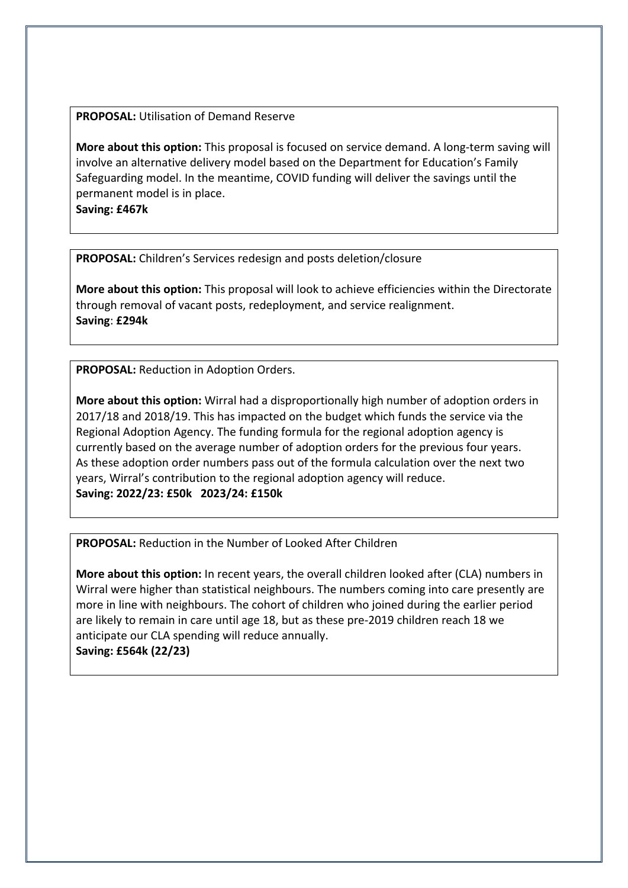**PROPOSAL:** Utilisation of Demand Reserve

**More about this option:** This proposal is focused on service demand. A long-term saving will involve an alternative delivery model based on the Department for Education's Family Safeguarding model. In the meantime, COVID funding will deliver the savings until the permanent model is in place.
**Saving: £467k**

**PROPOSAL:** Children's Services redesign and posts deletion/closure

**More about this option:** This proposal will look to achieve efficiencies within the Directorate through removal of vacant posts, redeployment, and service realignment.
**Saving**: **£294k**

**PROPOSAL:** Reduction in Adoption Orders.

**More about this option:** Wirral had a disproportionally high number of adoption orders in 2017/18 and 2018/19. This has impacted on the budget which funds the service via the Regional Adoption Agency. The funding formula for the regional adoption agency is currently based on the average number of adoption orders for the previous four years. As these adoption order numbers pass out of the formula calculation over the next two years, Wirral's contribution to the regional adoption agency will reduce.
**Saving: 2022/23: £50k 2023/24: £150k**

**PROPOSAL:** Reduction in the Number of Looked After Children

**More about this option:** In recent years, the overall children looked after (CLA) numbers in Wirral were higher than statistical neighbours. The numbers coming into care presently are more in line with neighbours. The cohort of children who joined during the earlier period are likely to remain in care until age 18, but as these pre-2019 children reach 18 we anticipate our CLA spending will reduce annually.
**Saving: £564k (22/23)**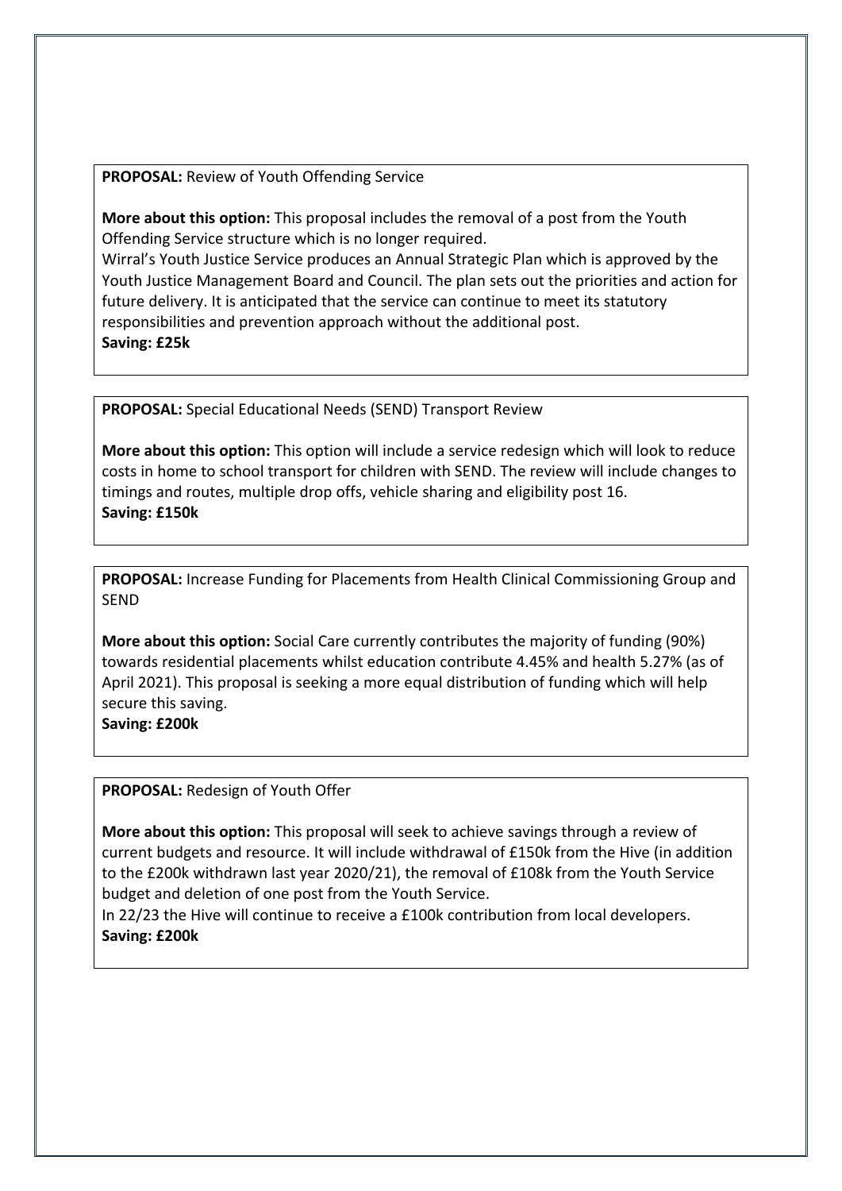**PROPOSAL:** Review of Youth Offending Service

**More about this option:** This proposal includes the removal of a post from the Youth Offending Service structure which is no longer required.
Wirral's Youth Justice Service produces an Annual Strategic Plan which is approved by the Youth Justice Management Board and Council. The plan sets out the priorities and action for future delivery. It is anticipated that the service can continue to meet its statutory responsibilities and prevention approach without the additional post.
**Saving: £25k**

**PROPOSAL:** Special Educational Needs (SEND) Transport Review

**More about this option:** This option will include a service redesign which will look to reduce costs in home to school transport for children with SEND. The review will include changes to timings and routes, multiple drop offs, vehicle sharing and eligibility post 16.
**Saving: £150k**

**PROPOSAL:** Increase Funding for Placements from Health Clinical Commissioning Group and SEND

**More about this option:** Social Care currently contributes the majority of funding (90%) towards residential placements whilst education contribute 4.45% and health 5.27% (as of April 2021). This proposal is seeking a more equal distribution of funding which will help secure this saving.
**Saving: £200k**

**PROPOSAL:** Redesign of Youth Offer

**More about this option:** This proposal will seek to achieve savings through a review of current budgets and resource. It will include withdrawal of £150k from the Hive (in addition to the £200k withdrawn last year 2020/21), the removal of £108k from the Youth Service budget and deletion of one post from the Youth Service.
In 22/23 the Hive will continue to receive a £100k contribution from local developers.
**Saving: £200k**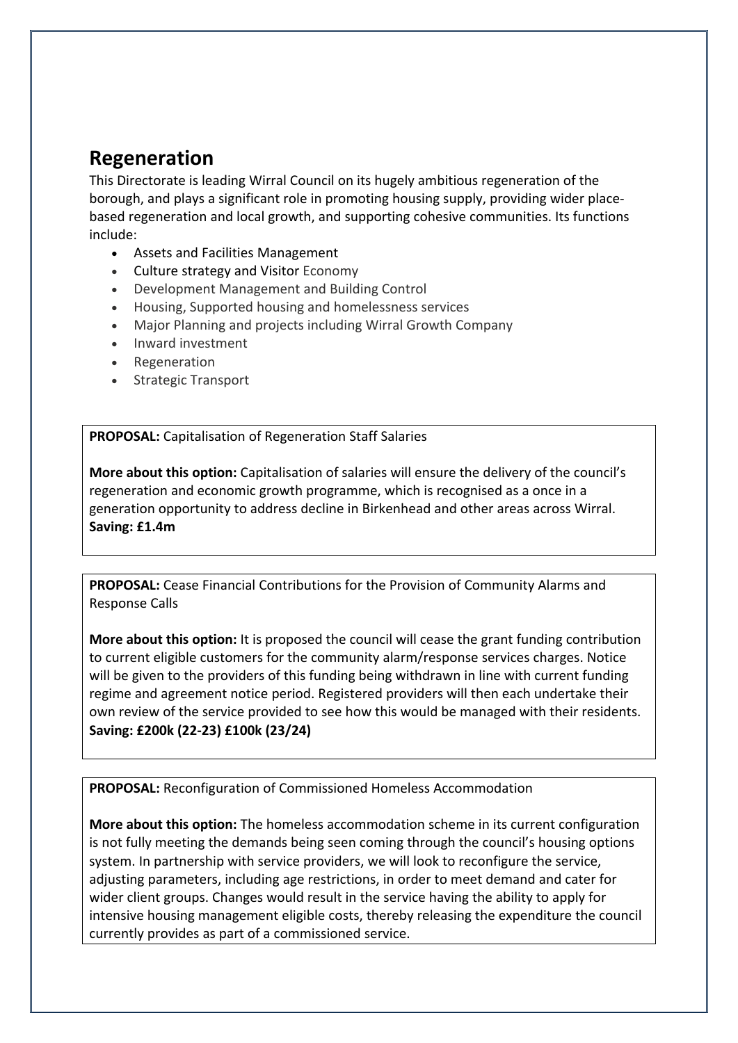## Regeneration

This Directorate is leading Wirral Council on its hugely ambitious regeneration of the borough, and plays a significant role in promoting housing supply, providing wider place-based regeneration and local growth, and supporting cohesive communities. Its functions include:

- Assets and Facilities Management
- Culture strategy and Visitor Economy
- Development Management and Building Control
- Housing, Supported housing and homelessness services
- Major Planning and projects including Wirral Growth Company
- Inward investment
- Regeneration
- Strategic Transport

**PROPOSAL:** Capitalisation of Regeneration Staff Salaries

**More about this option:** Capitalisation of salaries will ensure the delivery of the council's regeneration and economic growth programme, which is recognised as a once in a generation opportunity to address decline in Birkenhead and other areas across Wirral.
**Saving: £1.4m**

**PROPOSAL:** Cease Financial Contributions for the Provision of Community Alarms and Response Calls

**More about this option:** It is proposed the council will cease the grant funding contribution to current eligible customers for the community alarm/response services charges. Notice will be given to the providers of this funding being withdrawn in line with current funding regime and agreement notice period. Registered providers will then each undertake their own review of the service provided to see how this would be managed with their residents.
**Saving: £200k (22-23) £100k (23/24)**

**PROPOSAL:** Reconfiguration of Commissioned Homeless Accommodation

**More about this option:** The homeless accommodation scheme in its current configuration is not fully meeting the demands being seen coming through the council's housing options system. In partnership with service providers, we will look to reconfigure the service, adjusting parameters, including age restrictions, in order to meet demand and cater for wider client groups. Changes would result in the service having the ability to apply for intensive housing management eligible costs, thereby releasing the expenditure the council currently provides as part of a commissioned service.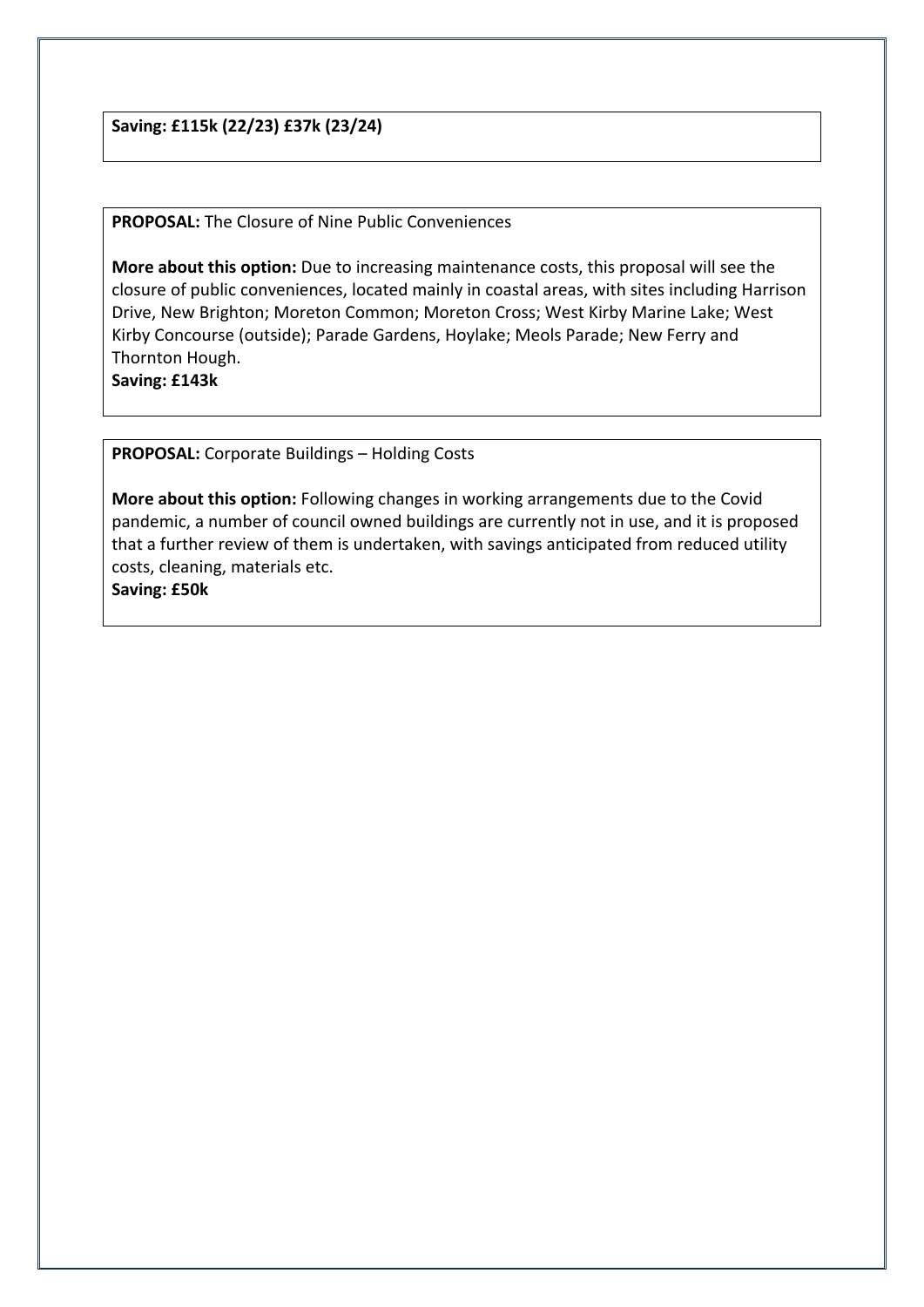**Saving: £115k (22/23) £37k (23/24)**

**PROPOSAL:** The Closure of Nine Public Conveniences

**More about this option:** Due to increasing maintenance costs, this proposal will see the closure of public conveniences, located mainly in coastal areas, with sites including Harrison Drive, New Brighton; Moreton Common; Moreton Cross; West Kirby Marine Lake; West Kirby Concourse (outside); Parade Gardens, Hoylake; Meols Parade; New Ferry and Thornton Hough.
**Saving: £143k**

**PROPOSAL:** Corporate Buildings – Holding Costs

**More about this option:** Following changes in working arrangements due to the Covid pandemic, a number of council owned buildings are currently not in use, and it is proposed that a further review of them is undertaken, with savings anticipated from reduced utility costs, cleaning, materials etc.
**Saving: £50k**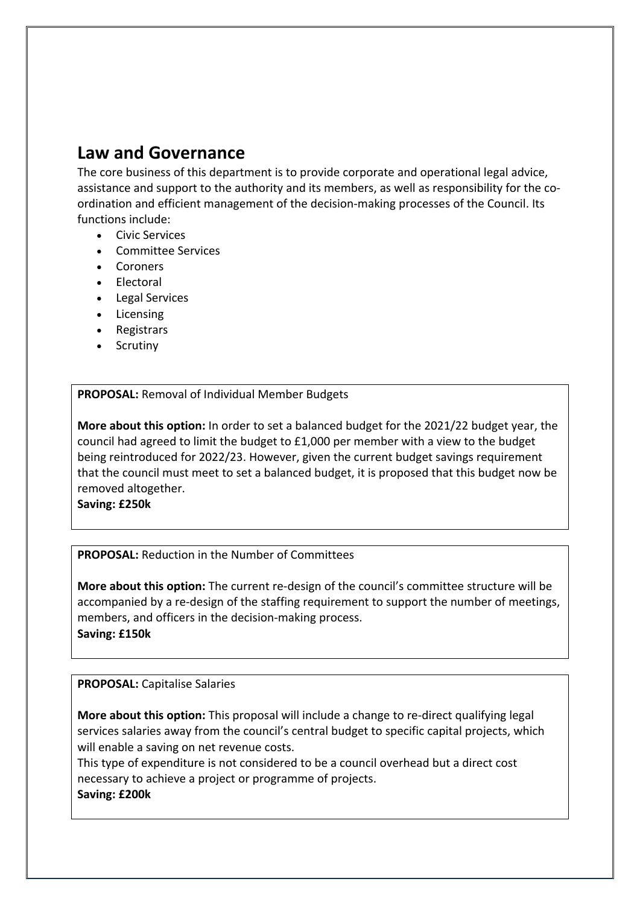## Law and Governance

The core business of this department is to provide corporate and operational legal advice, assistance and support to the authority and its members, as well as responsibility for the co-ordination and efficient management of the decision-making processes of the Council. Its functions include:

- Civic Services
- Committee Services
- Coroners
- Electoral
- Legal Services
- Licensing
- Registrars
- Scrutiny

**PROPOSAL:** Removal of Individual Member Budgets

**More about this option:** In order to set a balanced budget for the 2021/22 budget year, the council had agreed to limit the budget to £1,000 per member with a view to the budget being reintroduced for 2022/23. However, given the current budget savings requirement that the council must meet to set a balanced budget, it is proposed that this budget now be removed altogether.
**Saving: £250k**

**PROPOSAL:** Reduction in the Number of Committees

**More about this option:** The current re-design of the council's committee structure will be accompanied by a re-design of the staffing requirement to support the number of meetings, members, and officers in the decision-making process.
**Saving: £150k**

**PROPOSAL:** Capitalise Salaries

**More about this option:** This proposal will include a change to re-direct qualifying legal services salaries away from the council's central budget to specific capital projects, which will enable a saving on net revenue costs.
This type of expenditure is not considered to be a council overhead but a direct cost necessary to achieve a project or programme of projects.
**Saving: £200k**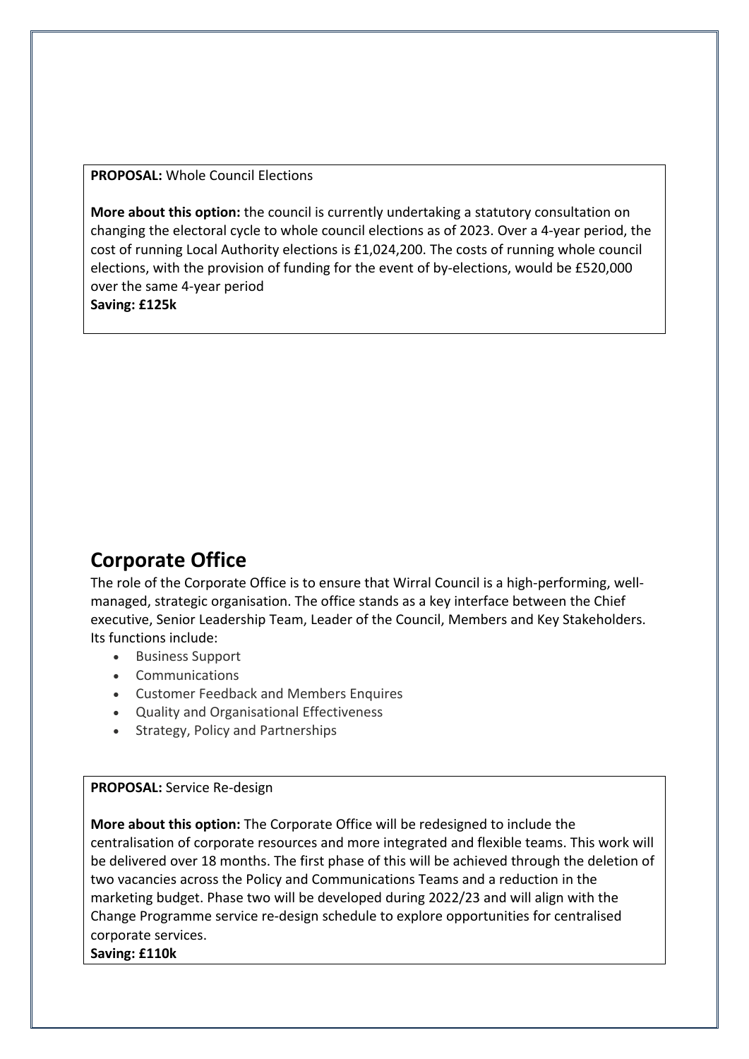**PROPOSAL:** Whole Council Elections

**More about this option:** the council is currently undertaking a statutory consultation on changing the electoral cycle to whole council elections as of 2023. Over a 4-year period, the cost of running Local Authority elections is £1,024,200. The costs of running whole council elections, with the provision of funding for the event of by-elections, would be £520,000 over the same 4-year period

**Saving: £125k**

## Corporate Office

The role of the Corporate Office is to ensure that Wirral Council is a high-performing, well-managed, strategic organisation. The office stands as a key interface between the Chief executive, Senior Leadership Team, Leader of the Council, Members and Key Stakeholders. Its functions include:

- Business Support
- Communications
- Customer Feedback and Members Enquires
- Quality and Organisational Effectiveness
- Strategy, Policy and Partnerships

**PROPOSAL:** Service Re-design

**More about this option:** The Corporate Office will be redesigned to include the centralisation of corporate resources and more integrated and flexible teams. This work will be delivered over 18 months. The first phase of this will be achieved through the deletion of two vacancies across the Policy and Communications Teams and a reduction in the marketing budget. Phase two will be developed during 2022/23 and will align with the Change Programme service re-design schedule to explore opportunities for centralised corporate services.

**Saving: £110k**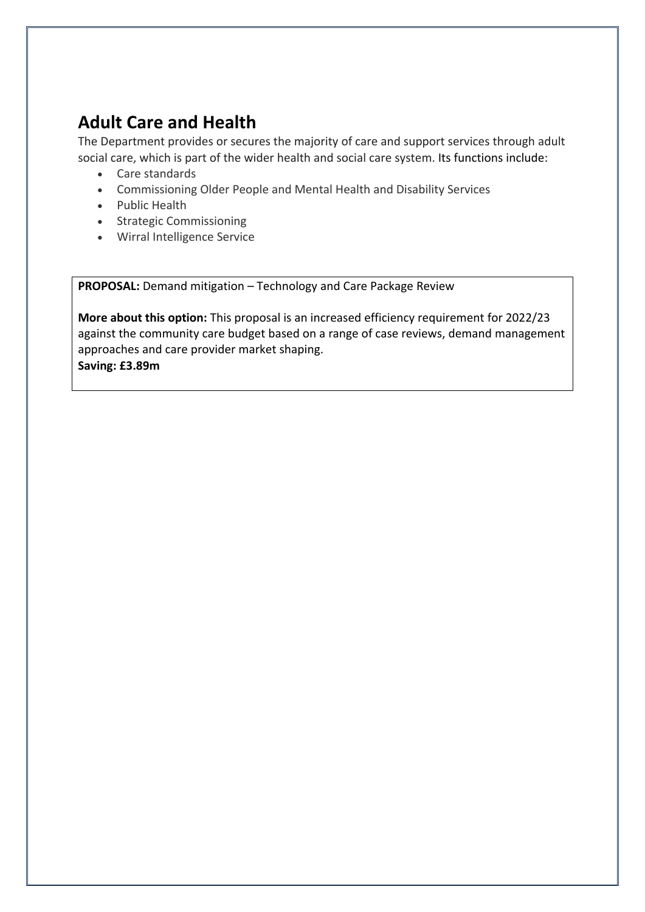## Adult Care and Health

The Department provides or secures the majority of care and support services through adult social care, which is part of the wider health and social care system. Its functions include:

- Care standards
- Commissioning Older People and Mental Health and Disability Services
- Public Health
- Strategic Commissioning
- Wirral Intelligence Service

**PROPOSAL:** Demand mitigation – Technology and Care Package Review

**More about this option:** This proposal is an increased efficiency requirement for 2022/23 against the community care budget based on a range of case reviews, demand management approaches and care provider market shaping.

**Saving: £3.89m**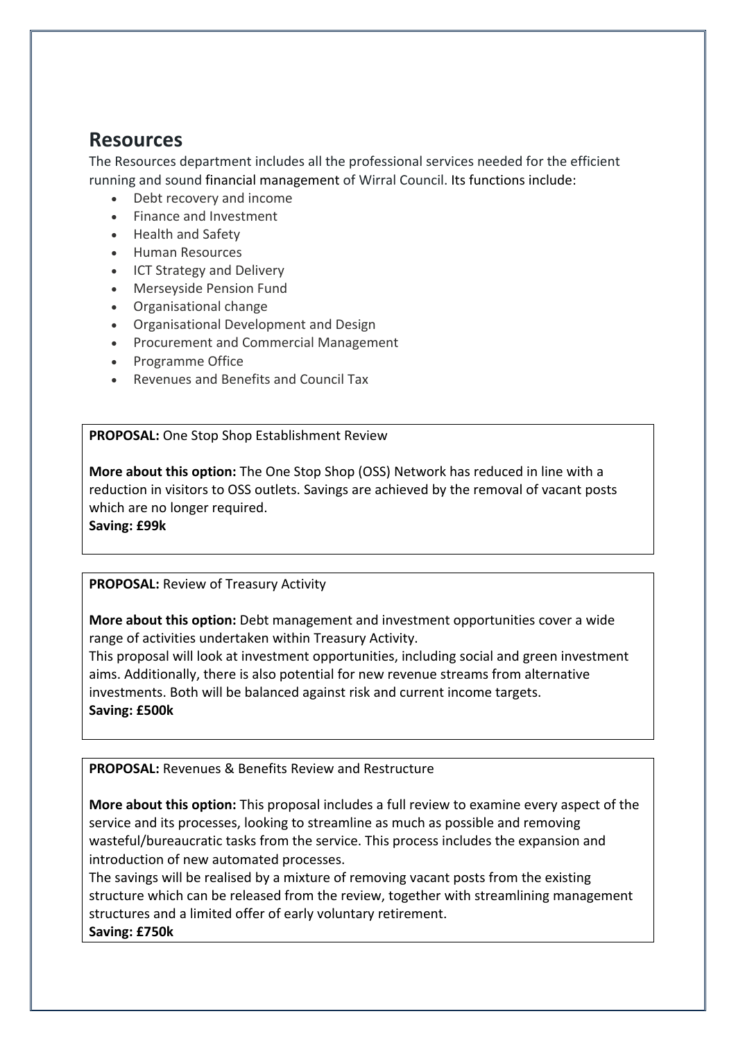## Resources

The Resources department includes all the professional services needed for the efficient running and sound financial management of Wirral Council. Its functions include:

- Debt recovery and income
- Finance and Investment
- Health and Safety
- Human Resources
- ICT Strategy and Delivery
- Merseyside Pension Fund
- Organisational change
- Organisational Development and Design
- Procurement and Commercial Management
- Programme Office
- Revenues and Benefits and Council Tax

**PROPOSAL:** One Stop Shop Establishment Review

**More about this option:** The One Stop Shop (OSS) Network has reduced in line with a reduction in visitors to OSS outlets. Savings are achieved by the removal of vacant posts which are no longer required.
**Saving: £99k**

**PROPOSAL:** Review of Treasury Activity

**More about this option:** Debt management and investment opportunities cover a wide range of activities undertaken within Treasury Activity.
This proposal will look at investment opportunities, including social and green investment aims. Additionally, there is also potential for new revenue streams from alternative investments. Both will be balanced against risk and current income targets.
**Saving: £500k**

**PROPOSAL:** Revenues & Benefits Review and Restructure

**More about this option:** This proposal includes a full review to examine every aspect of the service and its processes, looking to streamline as much as possible and removing wasteful/bureaucratic tasks from the service. This process includes the expansion and introduction of new automated processes.
The savings will be realised by a mixture of removing vacant posts from the existing structure which can be released from the review, together with streamlining management structures and a limited offer of early voluntary retirement.
**Saving: £750k**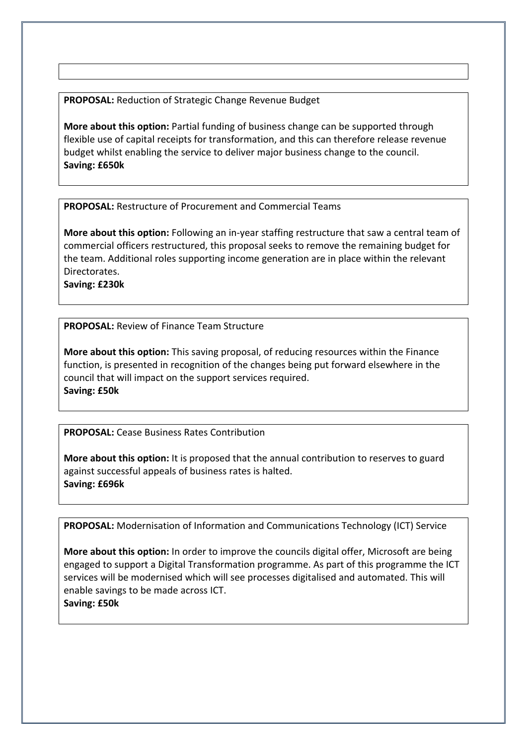**PROPOSAL:** Reduction of Strategic Change Revenue Budget

**More about this option:** Partial funding of business change can be supported through flexible use of capital receipts for transformation, and this can therefore release revenue budget whilst enabling the service to deliver major business change to the council.
**Saving: £650k**

**PROPOSAL:** Restructure of Procurement and Commercial Teams

**More about this option:** Following an in-year staffing restructure that saw a central team of commercial officers restructured, this proposal seeks to remove the remaining budget for the team. Additional roles supporting income generation are in place within the relevant Directorates.
**Saving: £230k**

**PROPOSAL:** Review of Finance Team Structure

**More about this option:** This saving proposal, of reducing resources within the Finance function, is presented in recognition of the changes being put forward elsewhere in the council that will impact on the support services required.
**Saving: £50k**

**PROPOSAL:** Cease Business Rates Contribution

**More about this option:** It is proposed that the annual contribution to reserves to guard against successful appeals of business rates is halted.
**Saving: £696k**

**PROPOSAL:** Modernisation of Information and Communications Technology (ICT) Service

**More about this option:** In order to improve the councils digital offer, Microsoft are being engaged to support a Digital Transformation programme. As part of this programme the ICT services will be modernised which will see processes digitalised and automated. This will enable savings to be made across ICT.
**Saving: £50k**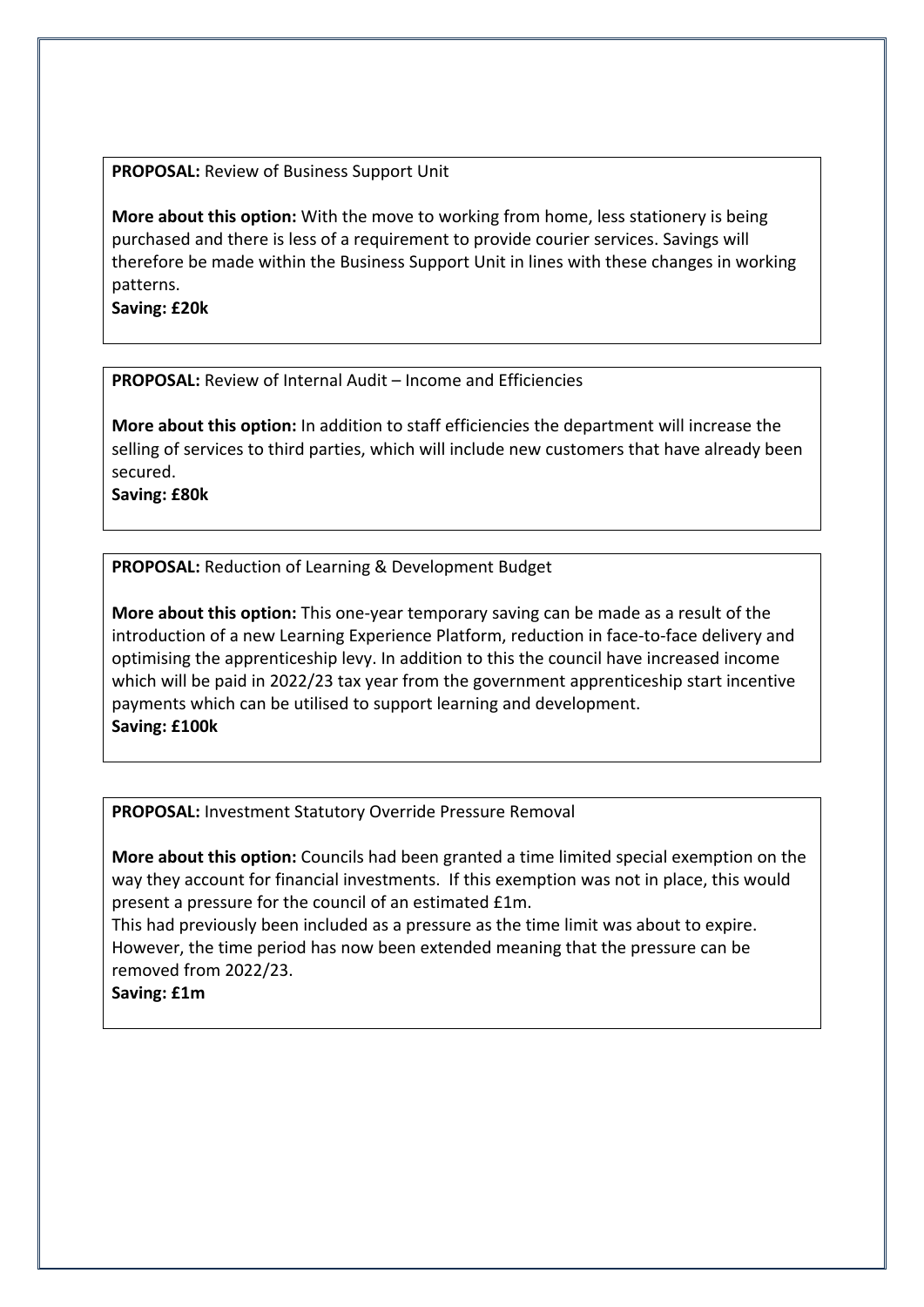**PROPOSAL:** Review of Business Support Unit

**More about this option:** With the move to working from home, less stationery is being purchased and there is less of a requirement to provide courier services. Savings will therefore be made within the Business Support Unit in lines with these changes in working patterns.
**Saving: £20k**

---

**PROPOSAL:** Review of Internal Audit – Income and Efficiencies

**More about this option:** In addition to staff efficiencies the department will increase the selling of services to third parties, which will include new customers that have already been secured.
**Saving: £80k**

---

**PROPOSAL:** Reduction of Learning & Development Budget

**More about this option:** This one-year temporary saving can be made as a result of the introduction of a new Learning Experience Platform, reduction in face-to-face delivery and optimising the apprenticeship levy. In addition to this the council have increased income which will be paid in 2022/23 tax year from the government apprenticeship start incentive payments which can be utilised to support learning and development.
**Saving: £100k**

---

**PROPOSAL:** Investment Statutory Override Pressure Removal

**More about this option:** Councils had been granted a time limited special exemption on the way they account for financial investments. If this exemption was not in place, this would present a pressure for the council of an estimated £1m.
This had previously been included as a pressure as the time limit was about to expire. However, the time period has now been extended meaning that the pressure can be removed from 2022/23.
**Saving: £1m**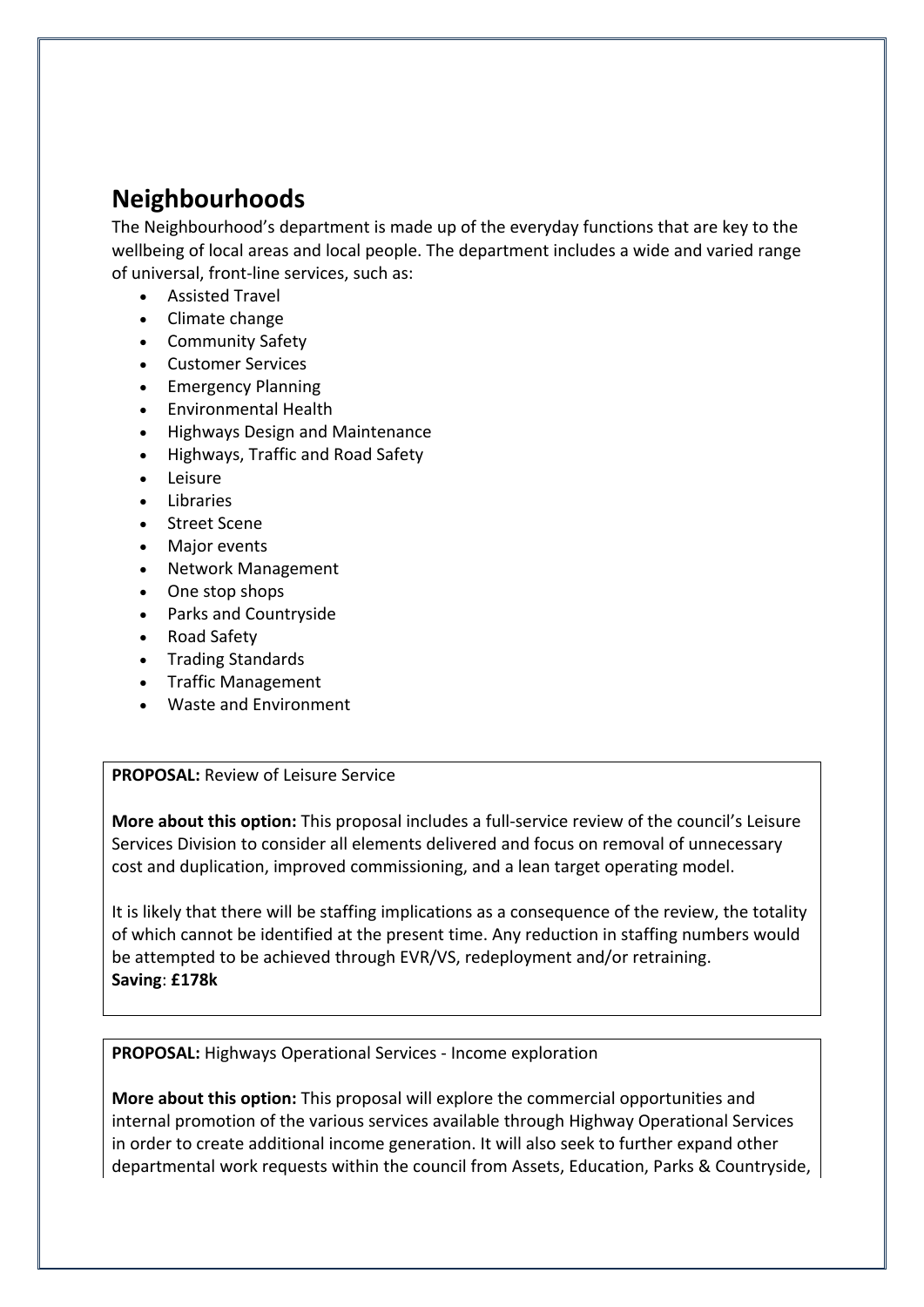## Neighbourhoods

The Neighbourhood's department is made up of the everyday functions that are key to the wellbeing of local areas and local people. The department includes a wide and varied range of universal, front-line services, such as:

- Assisted Travel
- Climate change
- Community Safety
- Customer Services
- Emergency Planning
- Environmental Health
- Highways Design and Maintenance
- Highways, Traffic and Road Safety
- Leisure
- Libraries
- Street Scene
- Major events
- Network Management
- One stop shops
- Parks and Countryside
- Road Safety
- Trading Standards
- Traffic Management
- Waste and Environment

**PROPOSAL:** Review of Leisure Service

**More about this option:** This proposal includes a full-service review of the council's Leisure Services Division to consider all elements delivered and focus on removal of unnecessary cost and duplication, improved commissioning, and a lean target operating model.

It is likely that there will be staffing implications as a consequence of the review, the totality of which cannot be identified at the present time. Any reduction in staffing numbers would be attempted to be achieved through EVR/VS, redeployment and/or retraining.
**Saving**: **£178k**

**PROPOSAL:** Highways Operational Services - Income exploration

**More about this option:** This proposal will explore the commercial opportunities and internal promotion of the various services available through Highway Operational Services in order to create additional income generation. It will also seek to further expand other departmental work requests within the council from Assets, Education, Parks & Countryside,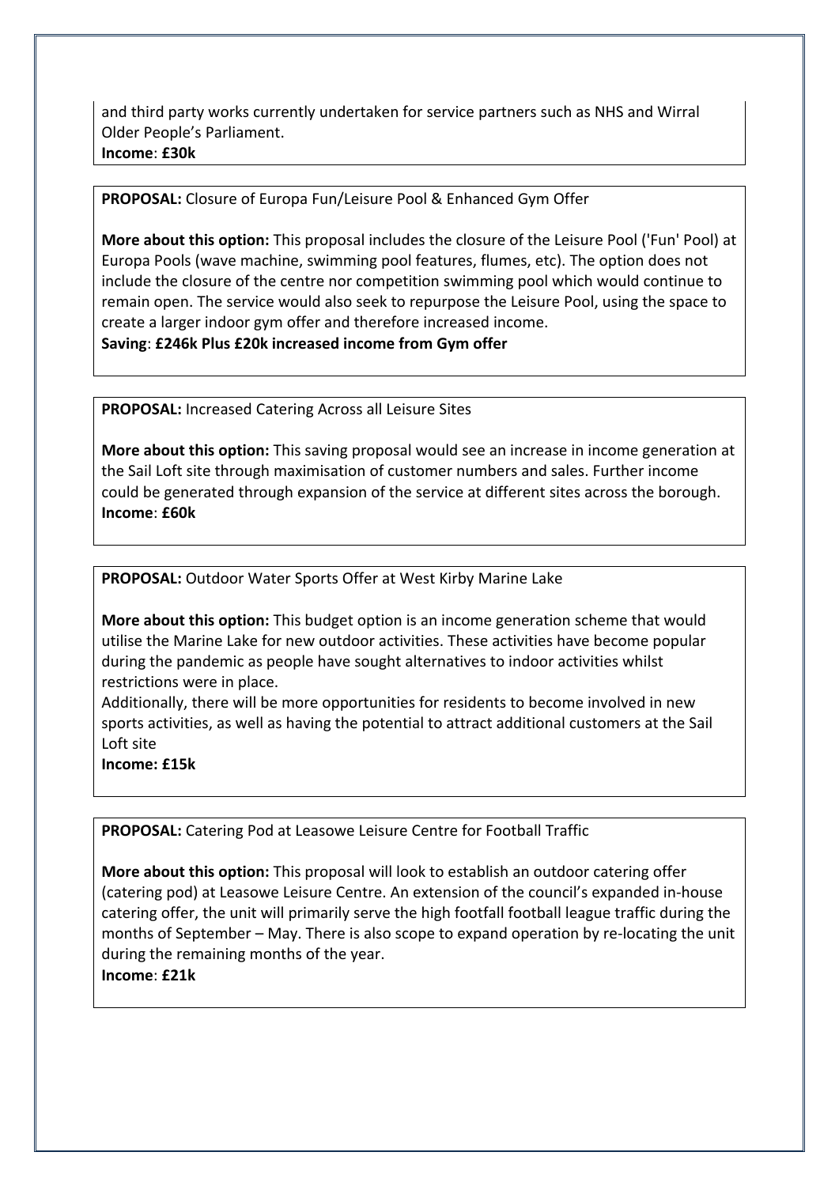and third party works currently undertaken for service partners such as NHS and Wirral Older People's Parliament.
**Income**: **£30k**

**PROPOSAL:** Closure of Europa Fun/Leisure Pool & Enhanced Gym Offer

**More about this option:** This proposal includes the closure of the Leisure Pool ('Fun' Pool) at Europa Pools (wave machine, swimming pool features, flumes, etc). The option does not include the closure of the centre nor competition swimming pool which would continue to remain open. The service would also seek to repurpose the Leisure Pool, using the space to create a larger indoor gym offer and therefore increased income.
**Saving**: **£246k Plus £20k increased income from Gym offer**

**PROPOSAL:** Increased Catering Across all Leisure Sites

**More about this option:** This saving proposal would see an increase in income generation at the Sail Loft site through maximisation of customer numbers and sales. Further income could be generated through expansion of the service at different sites across the borough.
**Income**: **£60k**

**PROPOSAL:** Outdoor Water Sports Offer at West Kirby Marine Lake

**More about this option:** This budget option is an income generation scheme that would utilise the Marine Lake for new outdoor activities. These activities have become popular during the pandemic as people have sought alternatives to indoor activities whilst restrictions were in place.
Additionally, there will be more opportunities for residents to become involved in new sports activities, as well as having the potential to attract additional customers at the Sail Loft site
**Income: £15k**

**PROPOSAL:** Catering Pod at Leasowe Leisure Centre for Football Traffic

**More about this option:** This proposal will look to establish an outdoor catering offer (catering pod) at Leasowe Leisure Centre. An extension of the council's expanded in-house catering offer, the unit will primarily serve the high footfall football league traffic during the months of September – May. There is also scope to expand operation by re-locating the unit during the remaining months of the year.
**Income**: **£21k**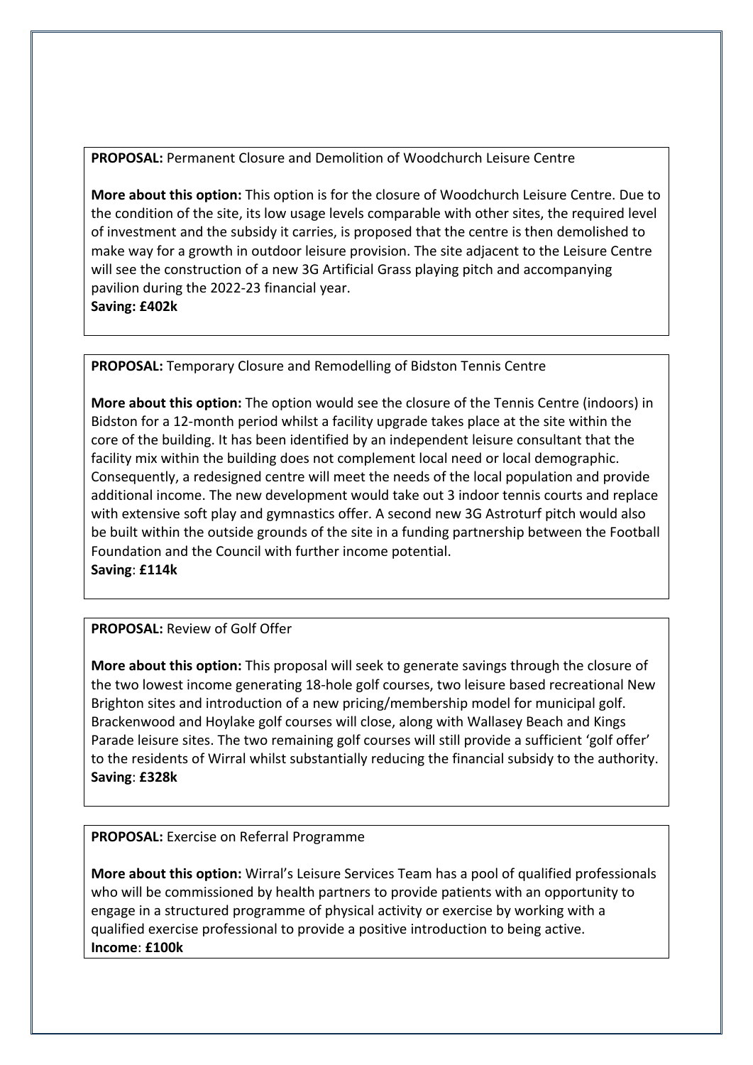**PROPOSAL:** Permanent Closure and Demolition of Woodchurch Leisure Centre

**More about this option:** This option is for the closure of Woodchurch Leisure Centre. Due to the condition of the site, its low usage levels comparable with other sites, the required level of investment and the subsidy it carries, is proposed that the centre is then demolished to make way for a growth in outdoor leisure provision. The site adjacent to the Leisure Centre will see the construction of a new 3G Artificial Grass playing pitch and accompanying pavilion during the 2022-23 financial year.
**Saving: £402k**

**PROPOSAL:** Temporary Closure and Remodelling of Bidston Tennis Centre

**More about this option:** The option would see the closure of the Tennis Centre (indoors) in Bidston for a 12-month period whilst a facility upgrade takes place at the site within the core of the building. It has been identified by an independent leisure consultant that the facility mix within the building does not complement local need or local demographic. Consequently, a redesigned centre will meet the needs of the local population and provide additional income. The new development would take out 3 indoor tennis courts and replace with extensive soft play and gymnastics offer. A second new 3G Astroturf pitch would also be built within the outside grounds of the site in a funding partnership between the Football Foundation and the Council with further income potential.
**Saving**: **£114k**

**PROPOSAL:** Review of Golf Offer

**More about this option:** This proposal will seek to generate savings through the closure of the two lowest income generating 18-hole golf courses, two leisure based recreational New Brighton sites and introduction of a new pricing/membership model for municipal golf. Brackenwood and Hoylake golf courses will close, along with Wallasey Beach and Kings Parade leisure sites. The two remaining golf courses will still provide a sufficient 'golf offer' to the residents of Wirral whilst substantially reducing the financial subsidy to the authority.
**Saving**: **£328k**

**PROPOSAL:** Exercise on Referral Programme

**More about this option:** Wirral's Leisure Services Team has a pool of qualified professionals who will be commissioned by health partners to provide patients with an opportunity to engage in a structured programme of physical activity or exercise by working with a qualified exercise professional to provide a positive introduction to being active.
**Income**: **£100k**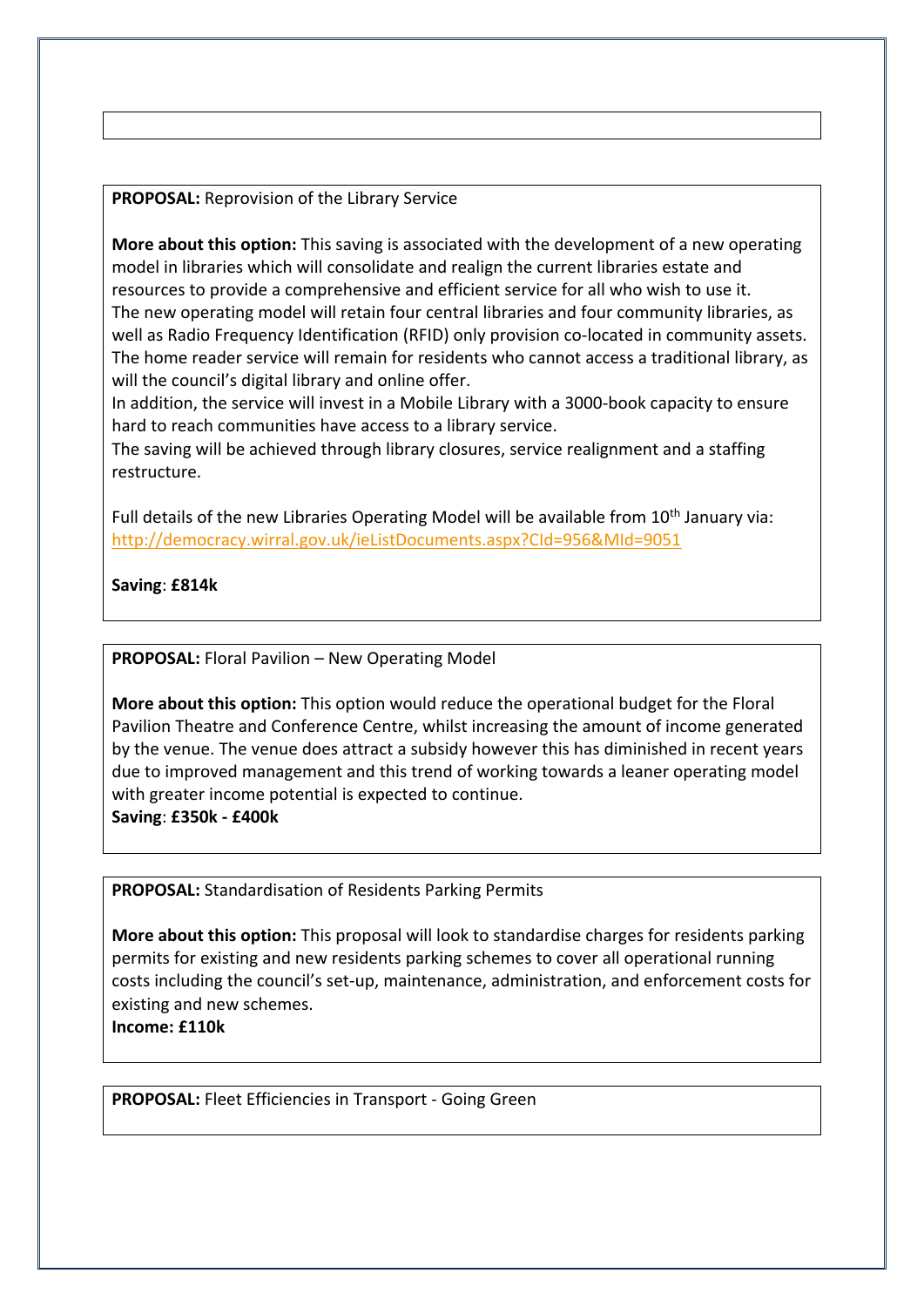**PROPOSAL:** Reprovision of the Library Service

**More about this option:** This saving is associated with the development of a new operating model in libraries which will consolidate and realign the current libraries estate and resources to provide a comprehensive and efficient service for all who wish to use it.
The new operating model will retain four central libraries and four community libraries, as well as Radio Frequency Identification (RFID) only provision co-located in community assets.
The home reader service will remain for residents who cannot access a traditional library, as will the council's digital library and online offer.
In addition, the service will invest in a Mobile Library with a 3000-book capacity to ensure hard to reach communities have access to a library service.
The saving will be achieved through library closures, service realignment and a staffing restructure.

Full details of the new Libraries Operating Model will be available from 10th January via: http://democracy.wirral.gov.uk/ieListDocuments.aspx?CId=956&MId=9051

**Saving**: **£814k**

**PROPOSAL:** Floral Pavilion – New Operating Model

**More about this option:** This option would reduce the operational budget for the Floral Pavilion Theatre and Conference Centre, whilst increasing the amount of income generated by the venue. The venue does attract a subsidy however this has diminished in recent years due to improved management and this trend of working towards a leaner operating model with greater income potential is expected to continue.
**Saving**: **£350k - £400k**

**PROPOSAL:** Standardisation of Residents Parking Permits

**More about this option:** This proposal will look to standardise charges for residents parking permits for existing and new residents parking schemes to cover all operational running costs including the council's set-up, maintenance, administration, and enforcement costs for existing and new schemes.
**Income: £110k**

**PROPOSAL:** Fleet Efficiencies in Transport - Going Green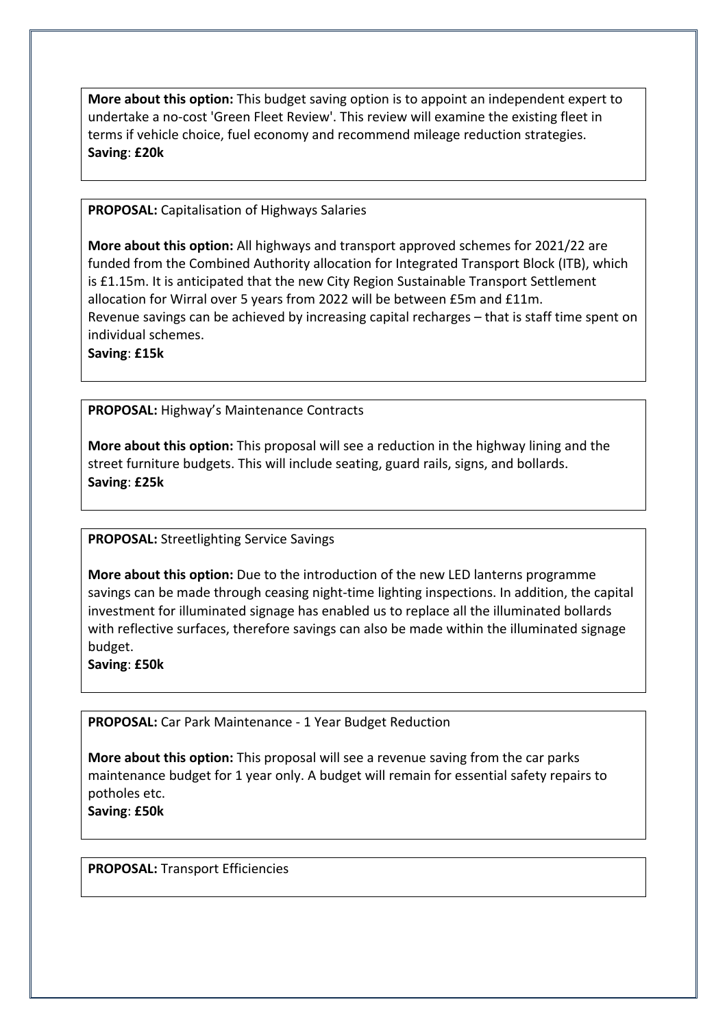**More about this option:** This budget saving option is to appoint an independent expert to undertake a no-cost 'Green Fleet Review'. This review will examine the existing fleet in terms if vehicle choice, fuel economy and recommend mileage reduction strategies.
**Saving**: **£20k**

**PROPOSAL:** Capitalisation of Highways Salaries

**More about this option:** All highways and transport approved schemes for 2021/22 are funded from the Combined Authority allocation for Integrated Transport Block (ITB), which is £1.15m. It is anticipated that the new City Region Sustainable Transport Settlement allocation for Wirral over 5 years from 2022 will be between £5m and £11m.
Revenue savings can be achieved by increasing capital recharges – that is staff time spent on individual schemes.
**Saving**: **£15k**

**PROPOSAL:** Highway's Maintenance Contracts

**More about this option:** This proposal will see a reduction in the highway lining and the street furniture budgets. This will include seating, guard rails, signs, and bollards.
**Saving**: **£25k**

**PROPOSAL:** Streetlighting Service Savings

**More about this option:** Due to the introduction of the new LED lanterns programme savings can be made through ceasing night-time lighting inspections. In addition, the capital investment for illuminated signage has enabled us to replace all the illuminated bollards with reflective surfaces, therefore savings can also be made within the illuminated signage budget.
**Saving**: **£50k**

**PROPOSAL:** Car Park Maintenance - 1 Year Budget Reduction

**More about this option:** This proposal will see a revenue saving from the car parks maintenance budget for 1 year only. A budget will remain for essential safety repairs to potholes etc.
**Saving**: **£50k**

**PROPOSAL:** Transport Efficiencies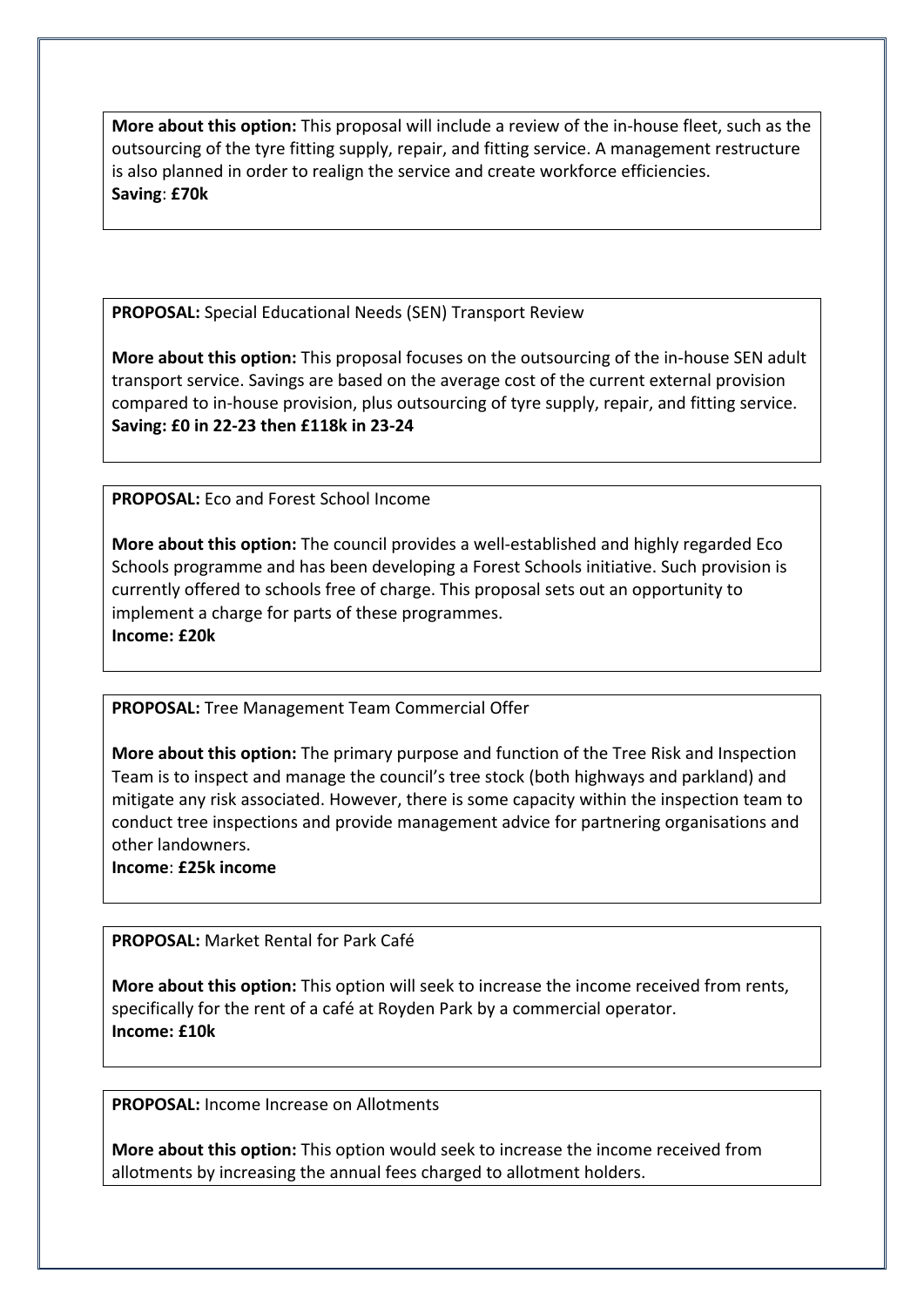**More about this option:** This proposal will include a review of the in-house fleet, such as the outsourcing of the tyre fitting supply, repair, and fitting service. A management restructure is also planned in order to realign the service and create workforce efficiencies.
**Saving**: **£70k**

**PROPOSAL:** Special Educational Needs (SEN) Transport Review

**More about this option:** This proposal focuses on the outsourcing of the in-house SEN adult transport service. Savings are based on the average cost of the current external provision compared to in-house provision, plus outsourcing of tyre supply, repair, and fitting service.
**Saving: £0 in 22-23 then £118k in 23-24**

**PROPOSAL:** Eco and Forest School Income

**More about this option:** The council provides a well-established and highly regarded Eco Schools programme and has been developing a Forest Schools initiative. Such provision is currently offered to schools free of charge. This proposal sets out an opportunity to implement a charge for parts of these programmes.
**Income: £20k**

**PROPOSAL:** Tree Management Team Commercial Offer

**More about this option:** The primary purpose and function of the Tree Risk and Inspection Team is to inspect and manage the council's tree stock (both highways and parkland) and mitigate any risk associated. However, there is some capacity within the inspection team to conduct tree inspections and provide management advice for partnering organisations and other landowners.
**Income**: **£25k income**

**PROPOSAL:** Market Rental for Park Café

**More about this option:** This option will seek to increase the income received from rents, specifically for the rent of a café at Royden Park by a commercial operator.
**Income: £10k**

**PROPOSAL:** Income Increase on Allotments

**More about this option:** This option would seek to increase the income received from allotments by increasing the annual fees charged to allotment holders.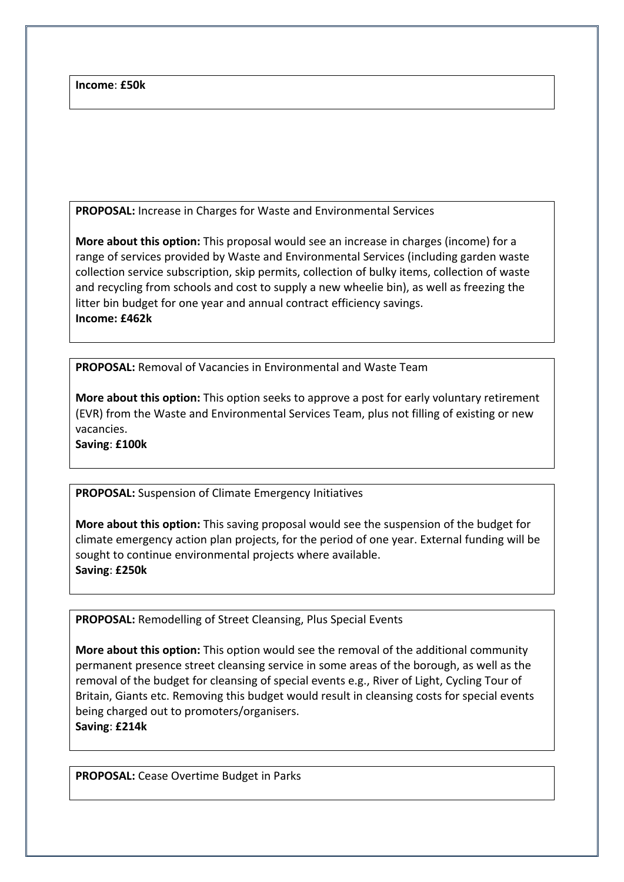**Income**: **£50k**

**PROPOSAL:** Increase in Charges for Waste and Environmental Services

**More about this option:** This proposal would see an increase in charges (income) for a range of services provided by Waste and Environmental Services (including garden waste collection service subscription, skip permits, collection of bulky items, collection of waste and recycling from schools and cost to supply a new wheelie bin), as well as freezing the litter bin budget for one year and annual contract efficiency savings.
**Income: £462k**

**PROPOSAL:** Removal of Vacancies in Environmental and Waste Team

**More about this option:** This option seeks to approve a post for early voluntary retirement (EVR) from the Waste and Environmental Services Team, plus not filling of existing or new vacancies.
**Saving**: **£100k**

**PROPOSAL:** Suspension of Climate Emergency Initiatives

**More about this option:** This saving proposal would see the suspension of the budget for climate emergency action plan projects, for the period of one year. External funding will be sought to continue environmental projects where available.
**Saving**: **£250k**

**PROPOSAL:** Remodelling of Street Cleansing, Plus Special Events

**More about this option:** This option would see the removal of the additional community permanent presence street cleansing service in some areas of the borough, as well as the removal of the budget for cleansing of special events e.g., River of Light, Cycling Tour of Britain, Giants etc. Removing this budget would result in cleansing costs for special events being charged out to promoters/organisers.
**Saving**: **£214k**

**PROPOSAL:** Cease Overtime Budget in Parks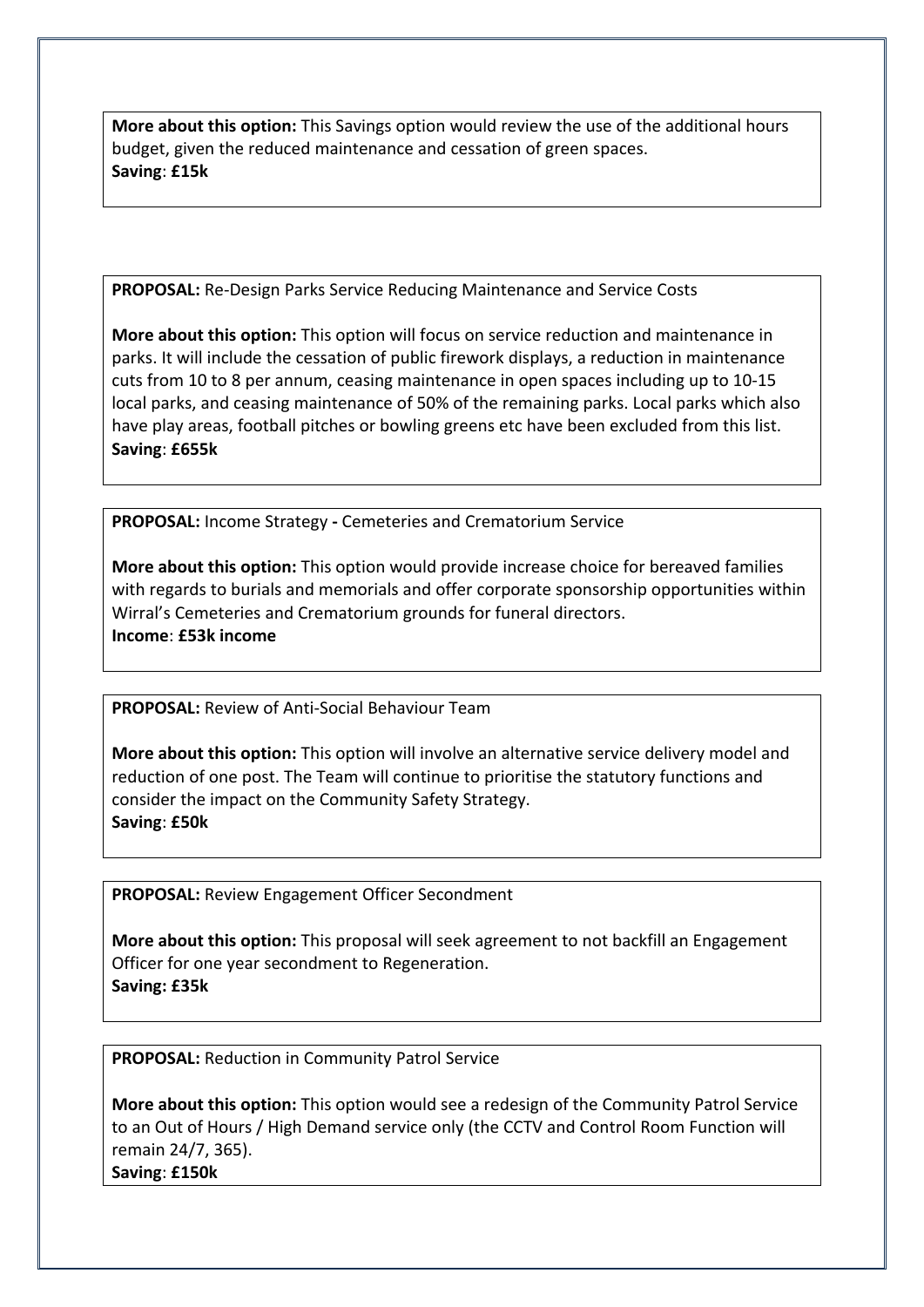**More about this option:** This Savings option would review the use of the additional hours budget, given the reduced maintenance and cessation of green spaces.
**Saving**: **£15k**

**PROPOSAL:** Re-Design Parks Service Reducing Maintenance and Service Costs

**More about this option:** This option will focus on service reduction and maintenance in parks. It will include the cessation of public firework displays, a reduction in maintenance cuts from 10 to 8 per annum, ceasing maintenance in open spaces including up to 10-15 local parks, and ceasing maintenance of 50% of the remaining parks. Local parks which also have play areas, football pitches or bowling greens etc have been excluded from this list.
**Saving**: **£655k**

**PROPOSAL:** Income Strategy **-** Cemeteries and Crematorium Service

**More about this option:** This option would provide increase choice for bereaved families with regards to burials and memorials and offer corporate sponsorship opportunities within Wirral's Cemeteries and Crematorium grounds for funeral directors.
**Income**: **£53k income**

**PROPOSAL:** Review of Anti-Social Behaviour Team

**More about this option:** This option will involve an alternative service delivery model and reduction of one post. The Team will continue to prioritise the statutory functions and consider the impact on the Community Safety Strategy.
**Saving**: **£50k**

**PROPOSAL:** Review Engagement Officer Secondment

**More about this option:** This proposal will seek agreement to not backfill an Engagement Officer for one year secondment to Regeneration.
**Saving: £35k**

**PROPOSAL:** Reduction in Community Patrol Service

**More about this option:** This option would see a redesign of the Community Patrol Service to an Out of Hours / High Demand service only (the CCTV and Control Room Function will remain 24/7, 365).
**Saving**: **£150k**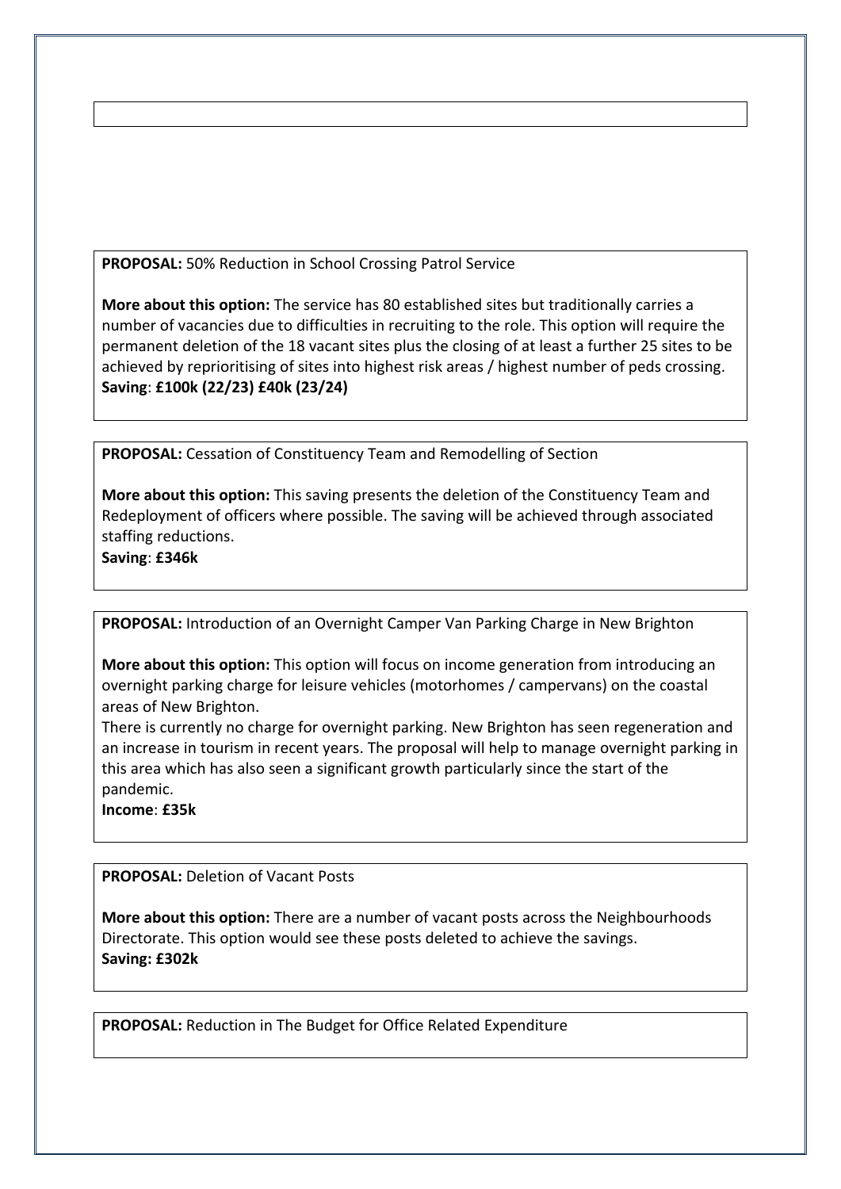**PROPOSAL:** 50% Reduction in School Crossing Patrol Service

**More about this option:** The service has 80 established sites but traditionally carries a number of vacancies due to difficulties in recruiting to the role. This option will require the permanent deletion of the 18 vacant sites plus the closing of at least a further 25 sites to be achieved by reprioritising of sites into highest risk areas / highest number of peds crossing.
**Saving**: **£100k (22/23) £40k (23/24)**

**PROPOSAL:** Cessation of Constituency Team and Remodelling of Section

**More about this option:** This saving presents the deletion of the Constituency Team and Redeployment of officers where possible. The saving will be achieved through associated staffing reductions.
**Saving**: **£346k**

**PROPOSAL:** Introduction of an Overnight Camper Van Parking Charge in New Brighton

**More about this option:** This option will focus on income generation from introducing an overnight parking charge for leisure vehicles (motorhomes / campervans) on the coastal areas of New Brighton.
There is currently no charge for overnight parking. New Brighton has seen regeneration and an increase in tourism in recent years. The proposal will help to manage overnight parking in this area which has also seen a significant growth particularly since the start of the pandemic.
**Income**: **£35k**

**PROPOSAL:** Deletion of Vacant Posts

**More about this option:** There are a number of vacant posts across the Neighbourhoods Directorate. This option would see these posts deleted to achieve the savings.
**Saving: £302k**

**PROPOSAL:** Reduction in The Budget for Office Related Expenditure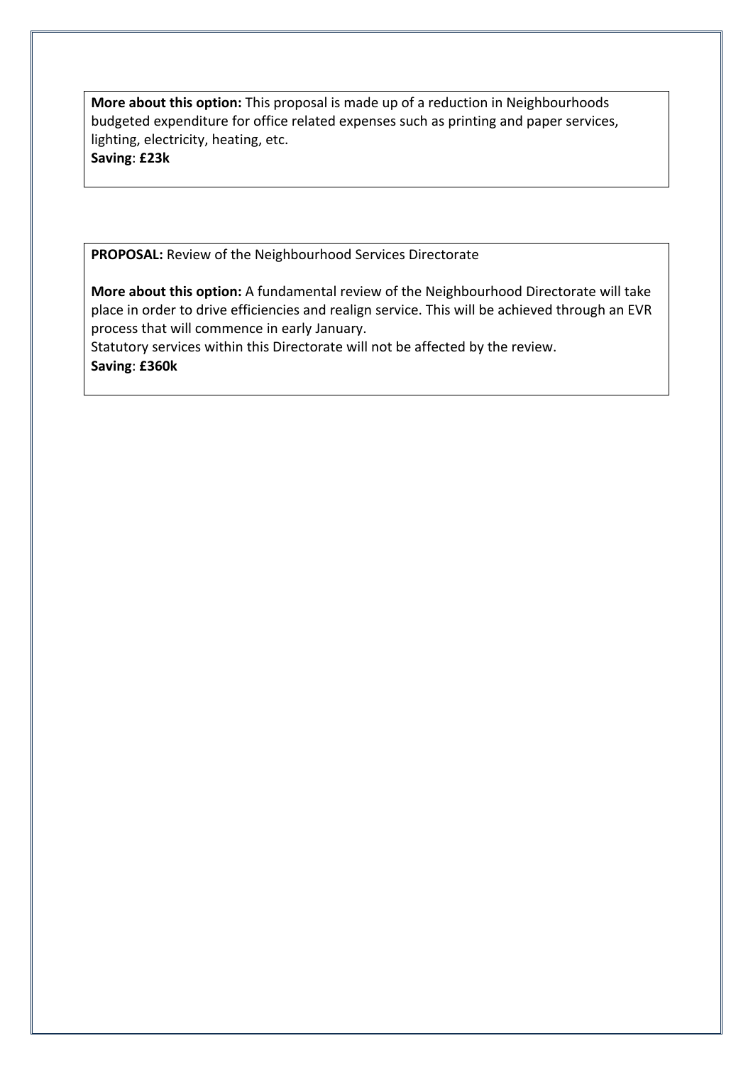**More about this option:** This proposal is made up of a reduction in Neighbourhoods budgeted expenditure for office related expenses such as printing and paper services, lighting, electricity, heating, etc.
**Saving**: **£23k**

**PROPOSAL:** Review of the Neighbourhood Services Directorate

**More about this option:** A fundamental review of the Neighbourhood Directorate will take place in order to drive efficiencies and realign service. This will be achieved through an EVR process that will commence in early January.
Statutory services within this Directorate will not be affected by the review.
**Saving**: **£360k**